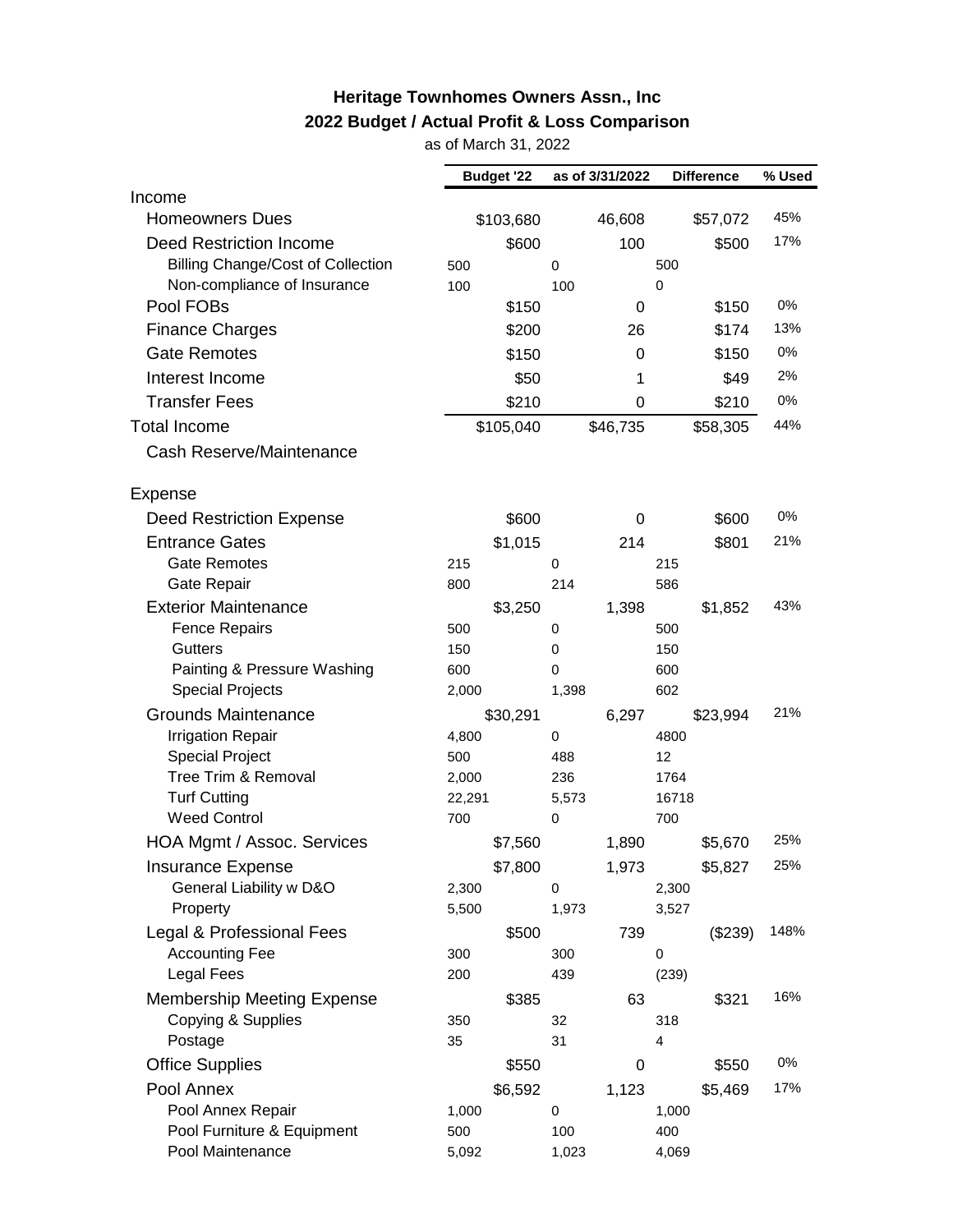# Heritage Townhomes Owners Assn., Inc

## 2022 Budget / Actual Profit & Loss Comparison

as of March 31, 2022

| | Budget '22 | as of 3/31/2022 | Difference | % Used |
|---|---|---|---|---|
| Income | | | | |
| Homeowners Dues | $103,680 | 46,608 | $57,072 | 45% |
| Deed Restriction Income | $600 | 100 | $500 | 17% |
| Billing Change/Cost of Collection | 500 | 0 | 500 | |
| Non-compliance of Insurance | 100 | 100 | 0 | |
| Pool FOBs | $150 | 0 | $150 | 0% |
| Finance Charges | $200 | 26 | $174 | 13% |
| Gate Remotes | $150 | 0 | $150 | 0% |
| Interest Income | $50 | 1 | $49 | 2% |
| Transfer Fees | $210 | 0 | $210 | 0% |
| Total Income | $105,040 | $46,735 | $58,305 | 44% |
| Cash Reserve/Maintenance | | | | |
| Expense | | | | |
| Deed Restriction Expense | $600 | 0 | $600 | 0% |
| Entrance Gates | $1,015 | 214 | $801 | 21% |
| Gate Remotes | 215 | 0 | 215 | |
| Gate Repair | 800 | 214 | 586 | |
| Exterior Maintenance | $3,250 | 1,398 | $1,852 | 43% |
| Fence Repairs | 500 | 0 | 500 | |
| Gutters | 150 | 0 | 150 | |
| Painting & Pressure Washing | 600 | 0 | 600 | |
| Special Projects | 2,000 | 1,398 | 602 | |
| Grounds Maintenance | $30,291 | 6,297 | $23,994 | 21% |
| Irrigation Repair | 4,800 | 0 | 4800 | |
| Special Project | 500 | 488 | 12 | |
| Tree Trim & Removal | 2,000 | 236 | 1764 | |
| Turf Cutting | 22,291 | 5,573 | 16718 | |
| Weed Control | 700 | 0 | 700 | |
| HOA Mgmt / Assoc. Services | $7,560 | 1,890 | $5,670 | 25% |
| Insurance Expense | $7,800 | 1,973 | $5,827 | 25% |
| General Liability w D&O | 2,300 | 0 | 2,300 | |
| Property | 5,500 | 1,973 | 3,527 | |
| Legal & Professional Fees | $500 | 739 | ($239) | 148% |
| Accounting Fee | 300 | 300 | 0 | |
| Legal Fees | 200 | 439 | (239) | |
| Membership Meeting Expense | $385 | 63 | $321 | 16% |
| Copying & Supplies | 350 | 32 | 318 | |
| Postage | 35 | 31 | 4 | |
| Office Supplies | $550 | 0 | $550 | 0% |
| Pool Annex | $6,592 | 1,123 | $5,469 | 17% |
| Pool Annex Repair | 1,000 | 0 | 1,000 | |
| Pool Furniture & Equipment | 500 | 100 | 400 | |
| Pool Maintenance | 5,092 | 1,023 | 4,069 | |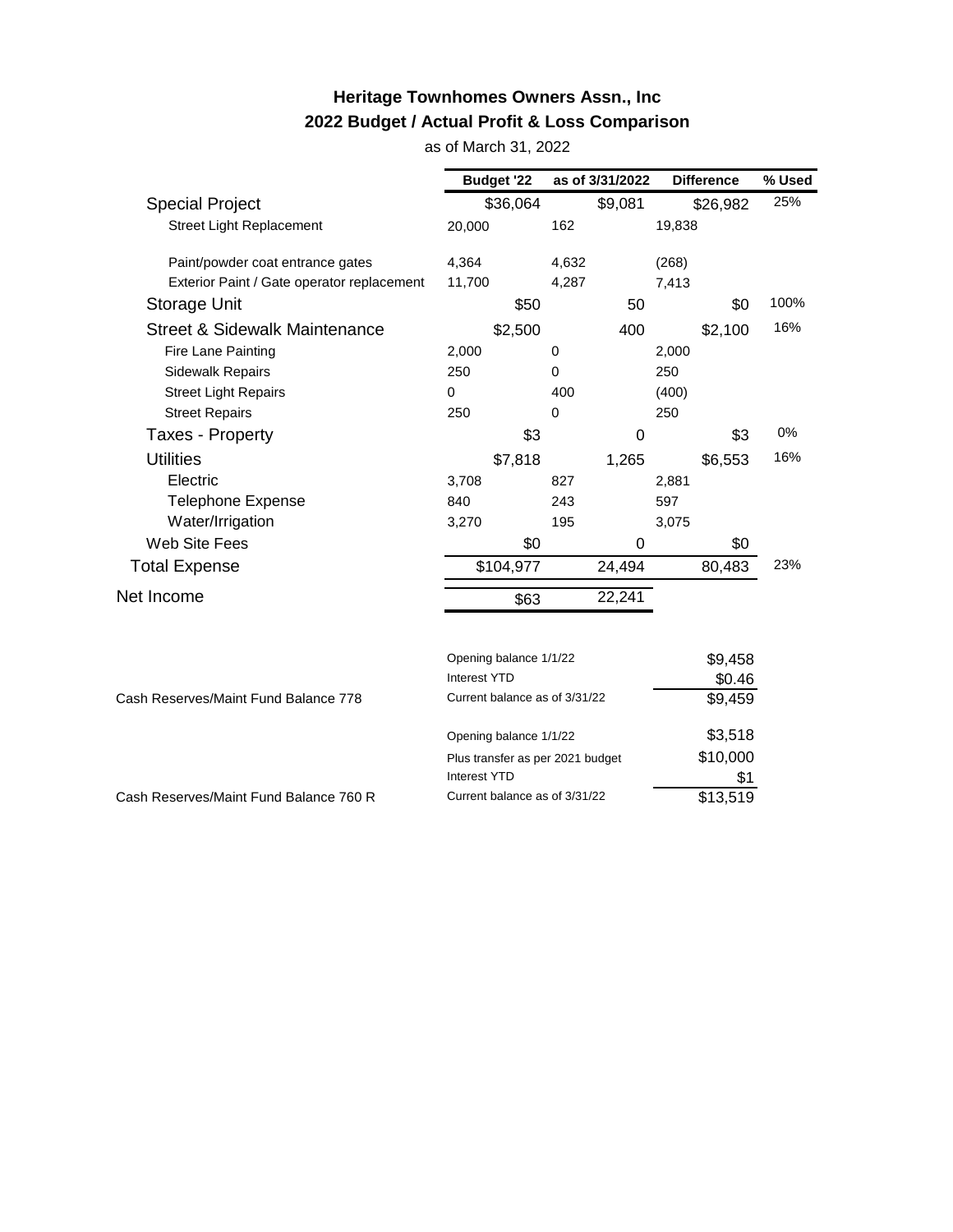# Heritage Townhomes Owners Assn., Inc

## 2022 Budget / Actual Profit & Loss Comparison

as of March 31, 2022

| | Budget '22 | as of 3/31/2022 | Difference | % Used |
|---|---|---|---|---|
| Special Project | $36,064 | $9,081 | $26,982 | 25% |
| Street Light Replacement | 20,000 | 162 | 19,838 | |
| Paint/powder coat entrance gates | 4,364 | 4,632 | (268) | |
| Exterior Paint / Gate operator replacement | 11,700 | 4,287 | 7,413 | |
| Storage Unit | $50 | 50 | $0 | 100% |
| Street & Sidewalk Maintenance | $2,500 | 400 | $2,100 | 16% |
| Fire Lane Painting | 2,000 | 0 | 2,000 | |
| Sidewalk Repairs | 250 | 0 | 250 | |
| Street Light Repairs | 0 | 400 | (400) | |
| Street Repairs | 250 | 0 | 250 | |
| Taxes - Property | $3 | 0 | $3 | 0% |
| Utilities | $7,818 | 1,265 | $6,553 | 16% |
| Electric | 3,708 | 827 | 2,881 | |
| Telephone Expense | 840 | 243 | 597 | |
| Water/Irrigation | 3,270 | 195 | 3,075 | |
| Web Site Fees | $0 | 0 | $0 | |
| Total Expense | $104,977 | 24,494 | 80,483 | 23% |
| Net Income | $63 | 22,241 | | |

| | | |
|---|---|---|
| | Opening balance 1/1/22 | $9,458 |
| | Interest YTD | $0.46 |
| Cash Reserves/Maint Fund Balance 778 | Current balance as of 3/31/22 | $9,459 |
| | Opening balance 1/1/22 | $3,518 |
| | Plus transfer as per 2021 budget | $10,000 |
| | Interest YTD | $1 |
| Cash Reserves/Maint Fund Balance 760 R | Current balance as of 3/31/22 | $13,519 |